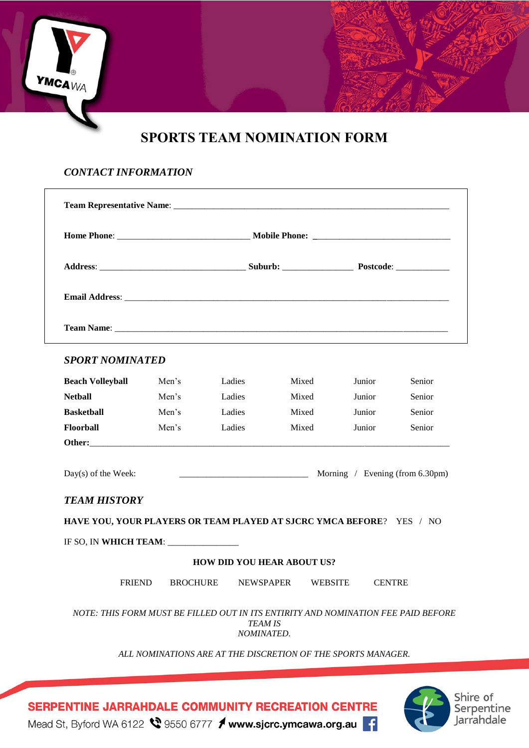# SPORTS TEAM NOMINATION FORM

### *CONTACT INFORMATION*

**Team Representative Name**: ____________________________________________________________

**Home Phone**: ______________________________ **Mobile Phone:** _______________________________

**Address**: _________________________________ **Suburb:** ________________ **Postcode**: ____________

**Email Address**: ____________________________________________________________________________

**Team Name**: _______________________________________________________________________________

### *SPORT NOMINATED*

| | | | | | |
|---|---|---|---|---|---|
| **Beach Volleyball** | Men's | Ladies | Mixed | Junior | Senior |
| **Netball** | Men's | Ladies | Mixed | Junior | Senior |
| **Basketball** | Men's | Ladies | Mixed | Junior | Senior |
| **Floorball** | Men's | Ladies | Mixed | Junior | Senior |

**Other:**______________________________________________________________________________________

Day(s) of the Week: _____________________________ Morning / Evening (from 6.30pm)

### *TEAM HISTORY*

**HAVE YOU, YOUR PLAYERS OR TEAM PLAYED AT SJCRC YMCA BEFORE**? YES / NO

IF SO, IN **WHICH TEAM**: ________________

**HOW DID YOU HEAR ABOUT US?**

FRIEND BROCHURE NEWSPAPER WEBSITE CENTRE

*NOTE: THIS FORM MUST BE FILLED OUT IN ITS ENTIRITY AND NOMINATION FEE PAID BEFORE TEAM IS NOMINATED.*

*ALL NOMINATIONS ARE AT THE DISCRETION OF THE SPORTS MANAGER.*

**SERPENTINE JARRAHDALE COMMUNITY RECREATION CENTRE**

Mead St, Byford WA 6122 9550 6777 **www.sjcrc.ymcawa.org.au**

Shire of Serpentine Jarrahdale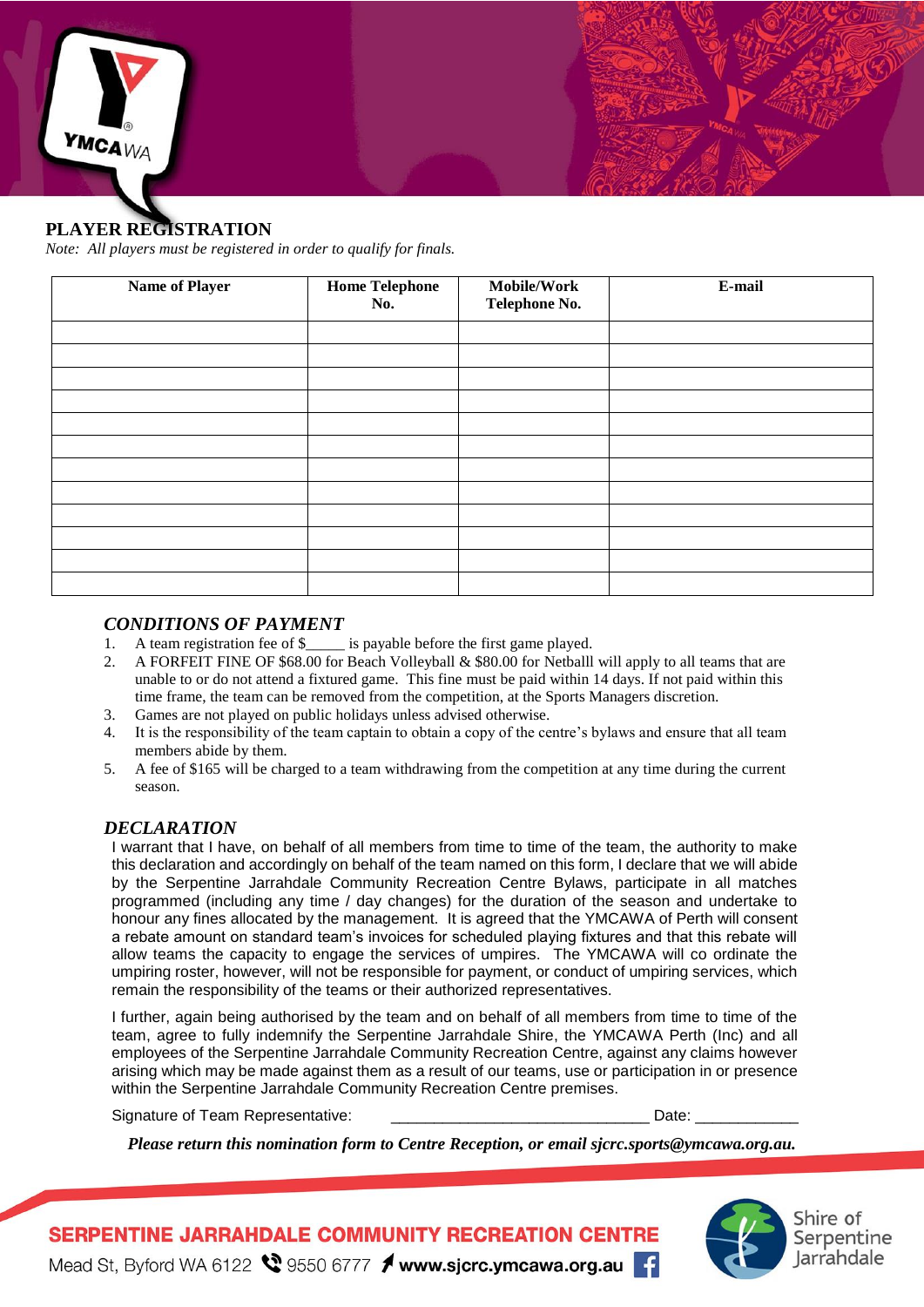## PLAYER REGISTRATION

*Note: All players must be registered in order to qualify for finals.*

| Name of Player | Home Telephone No. | Mobile/Work Telephone No. | E-mail |
|---|---|---|---|
| | | | |
| | | | |
| | | | |
| | | | |
| | | | |
| | | | |
| | | | |
| | | | |
| | | | |
| | | | |
| | | | |
| | | | |

### *CONDITIONS OF PAYMENT*

1. A team registration fee of $_____ is payable before the first game played.
2. A FORFEIT FINE OF $68.00 for Beach Volleyball & $80.00 for Netballl will apply to all teams that are unable to or do not attend a fixtured game. This fine must be paid within 14 days. If not paid within this time frame, the team can be removed from the competition, at the Sports Managers discretion.
3. Games are not played on public holidays unless advised otherwise.
4. It is the responsibility of the team captain to obtain a copy of the centre's bylaws and ensure that all team members abide by them.
5. A fee of $165 will be charged to a team withdrawing from the competition at any time during the current season.

### *DECLARATION*

I warrant that I have, on behalf of all members from time to time of the team, the authority to make this declaration and accordingly on behalf of the team named on this form, I declare that we will abide by the Serpentine Jarrahdale Community Recreation Centre Bylaws, participate in all matches programmed (including any time / day changes) for the duration of the season and undertake to honour any fines allocated by the management. It is agreed that the YMCAWA of Perth will consent a rebate amount on standard team's invoices for scheduled playing fixtures and that this rebate will allow teams the capacity to engage the services of umpires. The YMCAWA will co ordinate the umpiring roster, however, will not be responsible for payment, or conduct of umpiring services, which remain the responsibility of the teams or their authorized representatives.

I further, again being authorised by the team and on behalf of all members from time to time of the team, agree to fully indemnify the Serpentine Jarrahdale Shire, the YMCAWA Perth (Inc) and all employees of the Serpentine Jarrahdale Community Recreation Centre, against any claims however arising which may be made against them as a result of our teams, use or participation in or presence within the Serpentine Jarrahdale Community Recreation Centre premises.

Signature of Team Representative: ______________________________ Date: ____________

***Please return this nomination form to Centre Reception, or email sjcrc.sports@ymcawa.org.au.***

**SERPENTINE JARRAHDALE COMMUNITY RECREATION CENTRE**

Mead St, Byford WA 6122 9550 6777 **www.sjcrc.ymcawa.org.au**